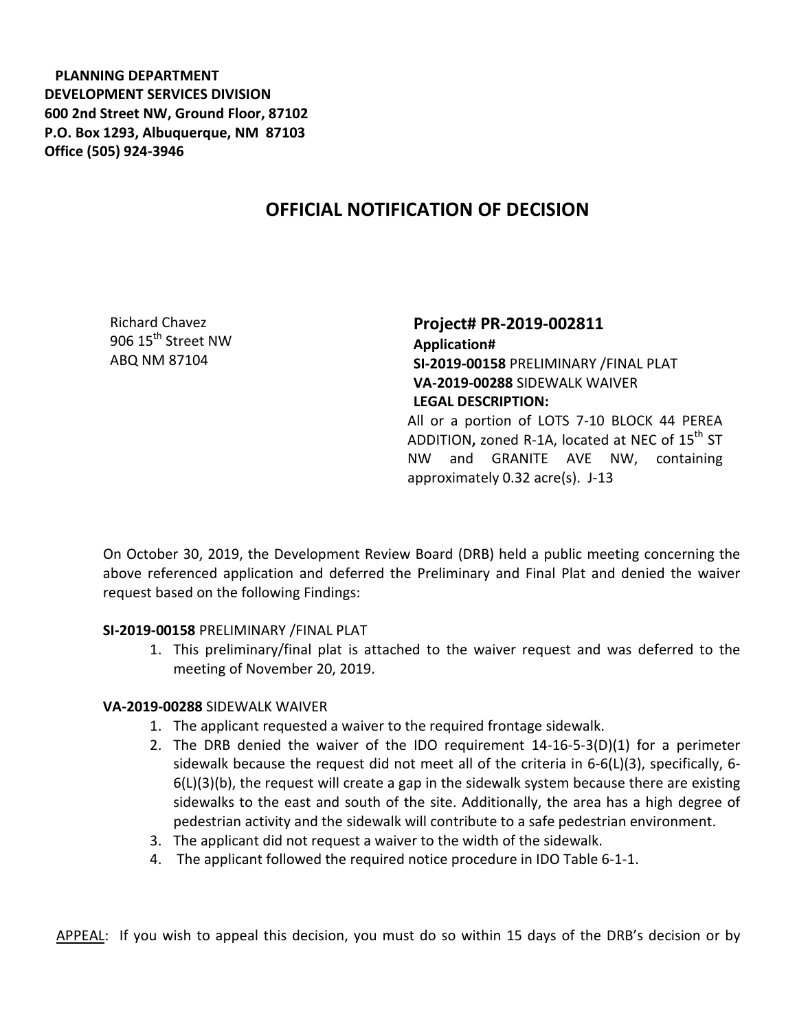**PLANNING DEPARTMENT**
**DEVELOPMENT SERVICES DIVISION**
**600 2nd Street NW, Ground Floor, 87102**
**P.O. Box 1293, Albuquerque, NM 87103**
**Office (505) 924-3946**

# OFFICIAL NOTIFICATION OF DECISION

Richard Chavez
906 15th Street NW
ABQ NM 87104

**Project# PR-2019-002811**
**Application#**
**SI-2019-00158** PRELIMINARY /FINAL PLAT
**VA-2019-00288** SIDEWALK WAIVER
**LEGAL DESCRIPTION:**
All or a portion of LOTS 7-10 BLOCK 44 PEREA ADDITION**,** zoned R-1A, located at NEC of 15th ST NW and GRANITE AVE NW, containing approximately 0.32 acre(s). J-13

On October 30, 2019, the Development Review Board (DRB) held a public meeting concerning the above referenced application and deferred the Preliminary and Final Plat and denied the waiver request based on the following Findings:

**SI-2019-00158** PRELIMINARY /FINAL PLAT

1. This preliminary/final plat is attached to the waiver request and was deferred to the meeting of November 20, 2019.

**VA-2019-00288** SIDEWALK WAIVER

1. The applicant requested a waiver to the required frontage sidewalk.
2. The DRB denied the waiver of the IDO requirement 14-16-5-3(D)(1) for a perimeter sidewalk because the request did not meet all of the criteria in 6-6(L)(3), specifically, 6-6(L)(3)(b), the request will create a gap in the sidewalk system because there are existing sidewalks to the east and south of the site. Additionally, the area has a high degree of pedestrian activity and the sidewalk will contribute to a safe pedestrian environment.
3. The applicant did not request a waiver to the width of the sidewalk.
4. The applicant followed the required notice procedure in IDO Table 6-1-1.

APPEAL: If you wish to appeal this decision, you must do so within 15 days of the DRB's decision or by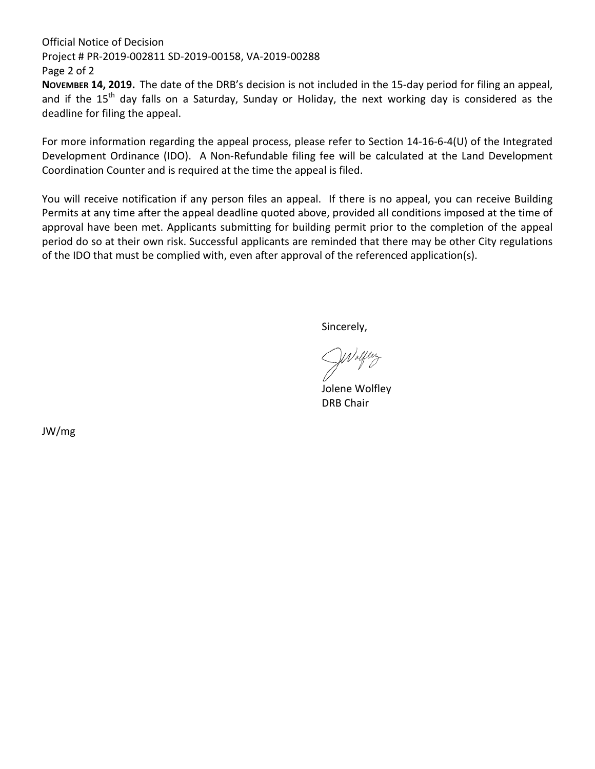**NOVEMBER 14, 2019.** The date of the DRB's decision is not included in the 15-day period for filing an appeal, and if the 15th day falls on a Saturday, Sunday or Holiday, the next working day is considered as the deadline for filing the appeal.

For more information regarding the appeal process, please refer to Section 14-16-6-4(U) of the Integrated Development Ordinance (IDO). A Non-Refundable filing fee will be calculated at the Land Development Coordination Counter and is required at the time the appeal is filed.

You will receive notification if any person files an appeal. If there is no appeal, you can receive Building Permits at any time after the appeal deadline quoted above, provided all conditions imposed at the time of approval have been met. Applicants submitting for building permit prior to the completion of the appeal period do so at their own risk. Successful applicants are reminded that there may be other City regulations of the IDO that must be complied with, even after approval of the referenced application(s).

Sincerely,

Jolene Wolfley
DRB Chair

JW/mg